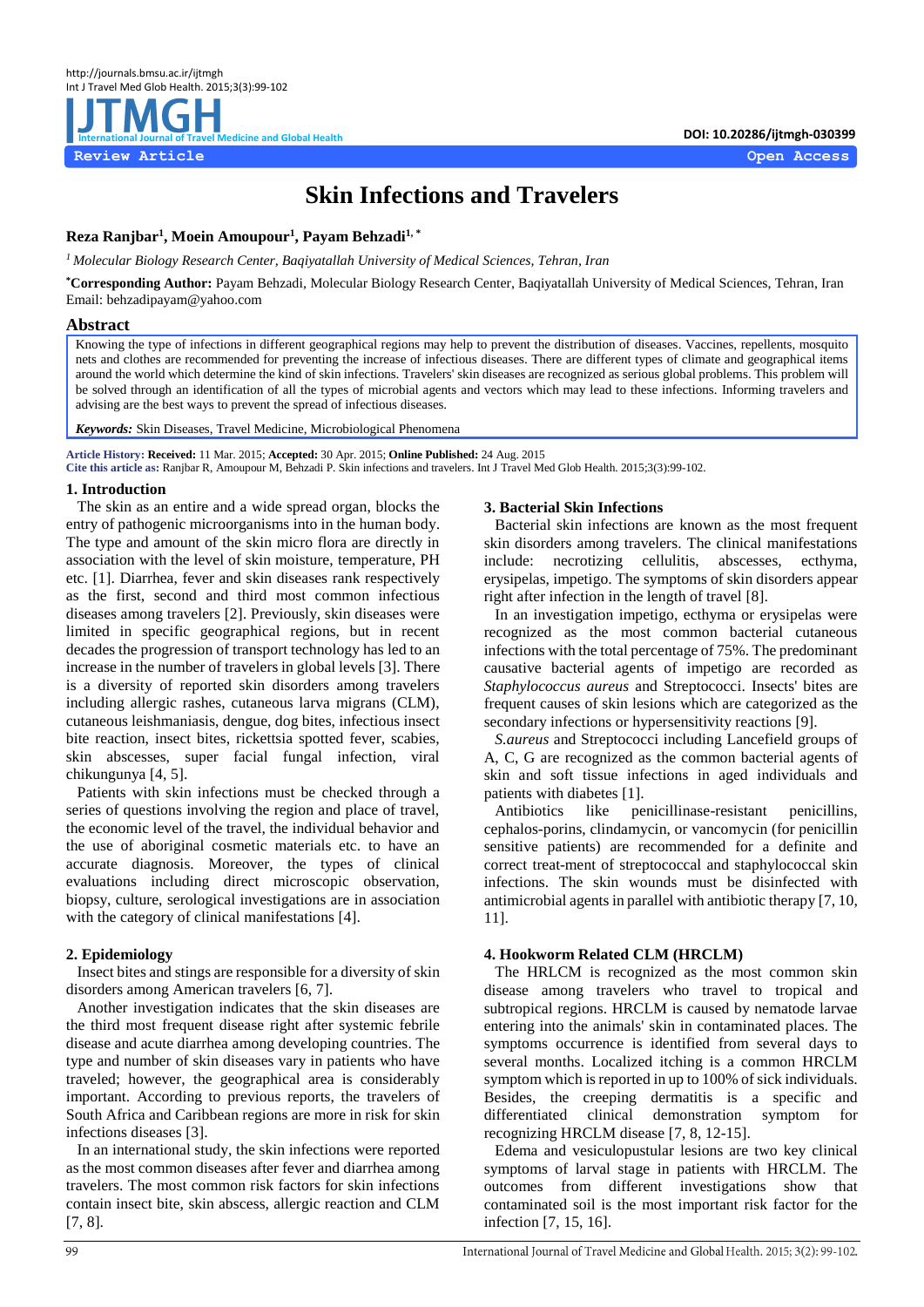Review Article

Open Access

DOI: 10.20286/ijtmgh-030399

# Skin Infections and Travelers

**Reza Ranjbar[1], Moein Amoupour[1], Payam Behzadi[1,*]**

[1] *Molecular Biology Research Center, Baqiyatallah University of Medical Sciences, Tehran, Iran*

[*]**Corresponding Author:** Payam Behzadi, Molecular Biology Research Center, Baqiyatallah University of Medical Sciences, Tehran, Iran Email: behzadipayam@yahoo.com

## Abstract

Knowing the type of infections in different geographical regions may help to prevent the distribution of diseases. Vaccines, repellents, mosquito nets and clothes are recommended for preventing the increase of infectious diseases. There are different types of climate and geographical items around the world which determine the kind of skin infections. Travelers' skin diseases are recognized as serious global problems. This problem will be solved through an identification of all the types of microbial agents and vectors which may lead to these infections. Informing travelers and advising are the best ways to prevent the spread of infectious diseases.

***Keywords:*** Skin Diseases, Travel Medicine, Microbiological Phenomena

**Article History: Received:** 11 Mar. 2015; **Accepted:** 30 Apr. 2015; **Online Published:** 24 Aug. 2015

**Cite this article as:** Ranjbar R, Amoupour M, Behzadi P. Skin infections and travelers. Int J Travel Med Glob Health. 2015;3(3):99-102.

## 1. Introduction

The skin as an entire and a wide spread organ, blocks the entry of pathogenic microorganisms into in the human body. The type and amount of the skin micro flora are directly in association with the level of skin moisture, temperature, PH etc. [1]. Diarrhea, fever and skin diseases rank respectively as the first, second and third most common infectious diseases among travelers [2]. Previously, skin diseases were limited in specific geographical regions, but in recent decades the progression of transport technology has led to an increase in the number of travelers in global levels [3]. There is a diversity of reported skin disorders among travelers including allergic rashes, cutaneous larva migrans (CLM), cutaneous leishmaniasis, dengue, dog bites, infectious insect bite reaction, insect bites, rickettsia spotted fever, scabies, skin abscesses, super facial fungal infection, viral chikungunya [4, 5].

Patients with skin infections must be checked through a series of questions involving the region and place of travel, the economic level of the travel, the individual behavior and the use of aboriginal cosmetic materials etc. to have an accurate diagnosis. Moreover, the types of clinical evaluations including direct microscopic observation, biopsy, culture, serological investigations are in association with the category of clinical manifestations [4].

## 2. Epidemiology

Insect bites and stings are responsible for a diversity of skin disorders among American travelers [6, 7].

Another investigation indicates that the skin diseases are the third most frequent disease right after systemic febrile disease and acute diarrhea among developing countries. The type and number of skin diseases vary in patients who have traveled; however, the geographical area is considerably important. According to previous reports, the travelers of South Africa and Caribbean regions are more in risk for skin infections diseases [3].

In an international study, the skin infections were reported as the most common diseases after fever and diarrhea among travelers. The most common risk factors for skin infections contain insect bite, skin abscess, allergic reaction and CLM [7, 8].

## 3. Bacterial Skin Infections

Bacterial skin infections are known as the most frequent skin disorders among travelers. The clinical manifestations include: necrotizing cellulitis, abscesses, ecthyma, erysipelas, impetigo. The symptoms of skin disorders appear right after infection in the length of travel [8].

In an investigation impetigo, ecthyma or erysipelas were recognized as the most common bacterial cutaneous infections with the total percentage of 75%. The predominant causative bacterial agents of impetigo are recorded as *Staphylococcus aureus* and Streptococci. Insects' bites are frequent causes of skin lesions which are categorized as the secondary infections or hypersensitivity reactions [9].

*S.aureus* and Streptococci including Lancefield groups of A, C, G are recognized as the common bacterial agents of skin and soft tissue infections in aged individuals and patients with diabetes [1].

Antibiotics like penicillinase-resistant penicillins, cephalos-porins, clindamycin, or vancomycin (for penicillin sensitive patients) are recommended for a definite and correct treat-ment of streptococcal and staphylococcal skin infections. The skin wounds must be disinfected with antimicrobial agents in parallel with antibiotic therapy [7, 10, 11].

## 4. Hookworm Related CLM (HRCLM)

The HRLCM is recognized as the most common skin disease among travelers who travel to tropical and subtropical regions. HRCLM is caused by nematode larvae entering into the animals' skin in contaminated places. The symptoms occurrence is identified from several days to several months. Localized itching is a common HRCLM symptom which is reported in up to 100% of sick individuals. Besides, the creeping dermatitis is a specific and differentiated clinical demonstration symptom for recognizing HRCLM disease [7, 8, 12-15].

Edema and vesiculopustular lesions are two key clinical symptoms of larval stage in patients with HRCLM. The outcomes from different investigations show that contaminated soil is the most important risk factor for the infection [7, 15, 16].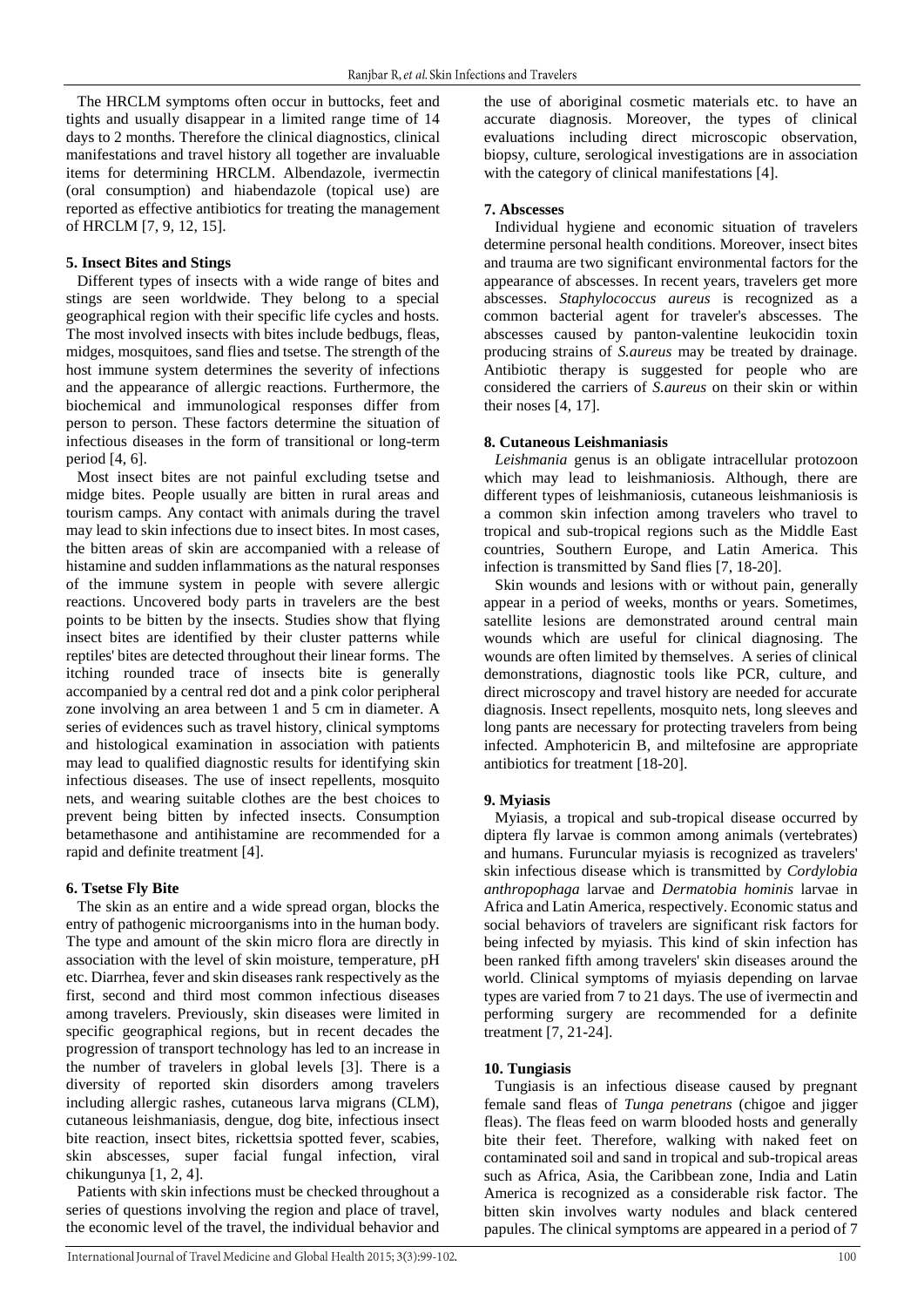The HRCLM symptoms often occur in buttocks, feet and tights and usually disappear in a limited range time of 14 days to 2 months. Therefore the clinical diagnostics, clinical manifestations and travel history all together are invaluable items for determining HRCLM. Albendazole, ivermectin (oral consumption) and hiabendazole (topical use) are reported as effective antibiotics for treating the management of HRCLM [7, 9, 12, 15].

**5. Insect Bites and Stings**

Different types of insects with a wide range of bites and stings are seen worldwide. They belong to a special geographical region with their specific life cycles and hosts. The most involved insects with bites include bedbugs, fleas, midges, mosquitoes, sand flies and tsetse. The strength of the host immune system determines the severity of infections and the appearance of allergic reactions. Furthermore, the biochemical and immunological responses differ from person to person. These factors determine the situation of infectious diseases in the form of transitional or long-term period [4, 6].

Most insect bites are not painful excluding tsetse and midge bites. People usually are bitten in rural areas and tourism camps. Any contact with animals during the travel may lead to skin infections due to insect bites. In most cases, the bitten areas of skin are accompanied with a release of histamine and sudden inflammations as the natural responses of the immune system in people with severe allergic reactions. Uncovered body parts in travelers are the best points to be bitten by the insects. Studies show that flying insect bites are identified by their cluster patterns while reptiles' bites are detected throughout their linear forms. The itching rounded trace of insects bite is generally accompanied by a central red dot and a pink color peripheral zone involving an area between 1 and 5 cm in diameter. A series of evidences such as travel history, clinical symptoms and histological examination in association with patients may lead to qualified diagnostic results for identifying skin infectious diseases. The use of insect repellents, mosquito nets, and wearing suitable clothes are the best choices to prevent being bitten by infected insects. Consumption betamethasone and antihistamine are recommended for a rapid and definite treatment [4].

**6. Tsetse Fly Bite**

The skin as an entire and a wide spread organ, blocks the entry of pathogenic microorganisms into in the human body. The type and amount of the skin micro flora are directly in association with the level of skin moisture, temperature, pH etc. Diarrhea, fever and skin diseases rank respectively as the first, second and third most common infectious diseases among travelers. Previously, skin diseases were limited in specific geographical regions, but in recent decades the progression of transport technology has led to an increase in the number of travelers in global levels [3]. There is a diversity of reported skin disorders among travelers including allergic rashes, cutaneous larva migrans (CLM), cutaneous leishmaniasis, dengue, dog bite, infectious insect bite reaction, insect bites, rickettsia spotted fever, scabies, skin abscesses, super facial fungal infection, viral chikungunya [1, 2, 4].

Patients with skin infections must be checked throughout a series of questions involving the region and place of travel, the economic level of the travel, the individual behavior and the use of aboriginal cosmetic materials etc. to have an accurate diagnosis. Moreover, the types of clinical evaluations including direct microscopic observation, biopsy, culture, serological investigations are in association with the category of clinical manifestations [4].

**7. Abscesses**

Individual hygiene and economic situation of travelers determine personal health conditions. Moreover, insect bites and trauma are two significant environmental factors for the appearance of abscesses. In recent years, travelers get more abscesses. *Staphylococcus aureus* is recognized as a common bacterial agent for traveler's abscesses. The abscesses caused by panton-valentine leukocidin toxin producing strains of *S.aureus* may be treated by drainage. Antibiotic therapy is suggested for people who are considered the carriers of *S.aureus* on their skin or within their noses [4, 17].

**8. Cutaneous Leishmaniasis**

*Leishmania* genus is an obligate intracellular protozoon which may lead to leishmaniosis. Although, there are different types of leishmaniosis, cutaneous leishmaniosis is a common skin infection among travelers who travel to tropical and sub-tropical regions such as the Middle East countries, Southern Europe, and Latin America. This infection is transmitted by Sand flies [7, 18-20].

Skin wounds and lesions with or without pain, generally appear in a period of weeks, months or years. Sometimes, satellite lesions are demonstrated around central main wounds which are useful for clinical diagnosing. The wounds are often limited by themselves. A series of clinical demonstrations, diagnostic tools like PCR, culture, and direct microscopy and travel history are needed for accurate diagnosis. Insect repellents, mosquito nets, long sleeves and long pants are necessary for protecting travelers from being infected. Amphotericin B, and miltefosine are appropriate antibiotics for treatment [18-20].

**9. Myiasis**

Myiasis, a tropical and sub-tropical disease occurred by diptera fly larvae is common among animals (vertebrates) and humans. Furuncular myiasis is recognized as travelers' skin infectious disease which is transmitted by *Cordylobia anthropophaga* larvae and *Dermatobia hominis* larvae in Africa and Latin America, respectively. Economic status and social behaviors of travelers are significant risk factors for being infected by myiasis. This kind of skin infection has been ranked fifth among travelers' skin diseases around the world. Clinical symptoms of myiasis depending on larvae types are varied from 7 to 21 days. The use of ivermectin and performing surgery are recommended for a definite treatment [7, 21-24].

**10. Tungiasis**

Tungiasis is an infectious disease caused by pregnant female sand fleas of *Tunga penetrans* (chigoe and jigger fleas). The fleas feed on warm blooded hosts and generally bite their feet. Therefore, walking with naked feet on contaminated soil and sand in tropical and sub-tropical areas such as Africa, Asia, the Caribbean zone, India and Latin America is recognized as a considerable risk factor. The bitten skin involves warty nodules and black centered papules. The clinical symptoms are appeared in a period of 7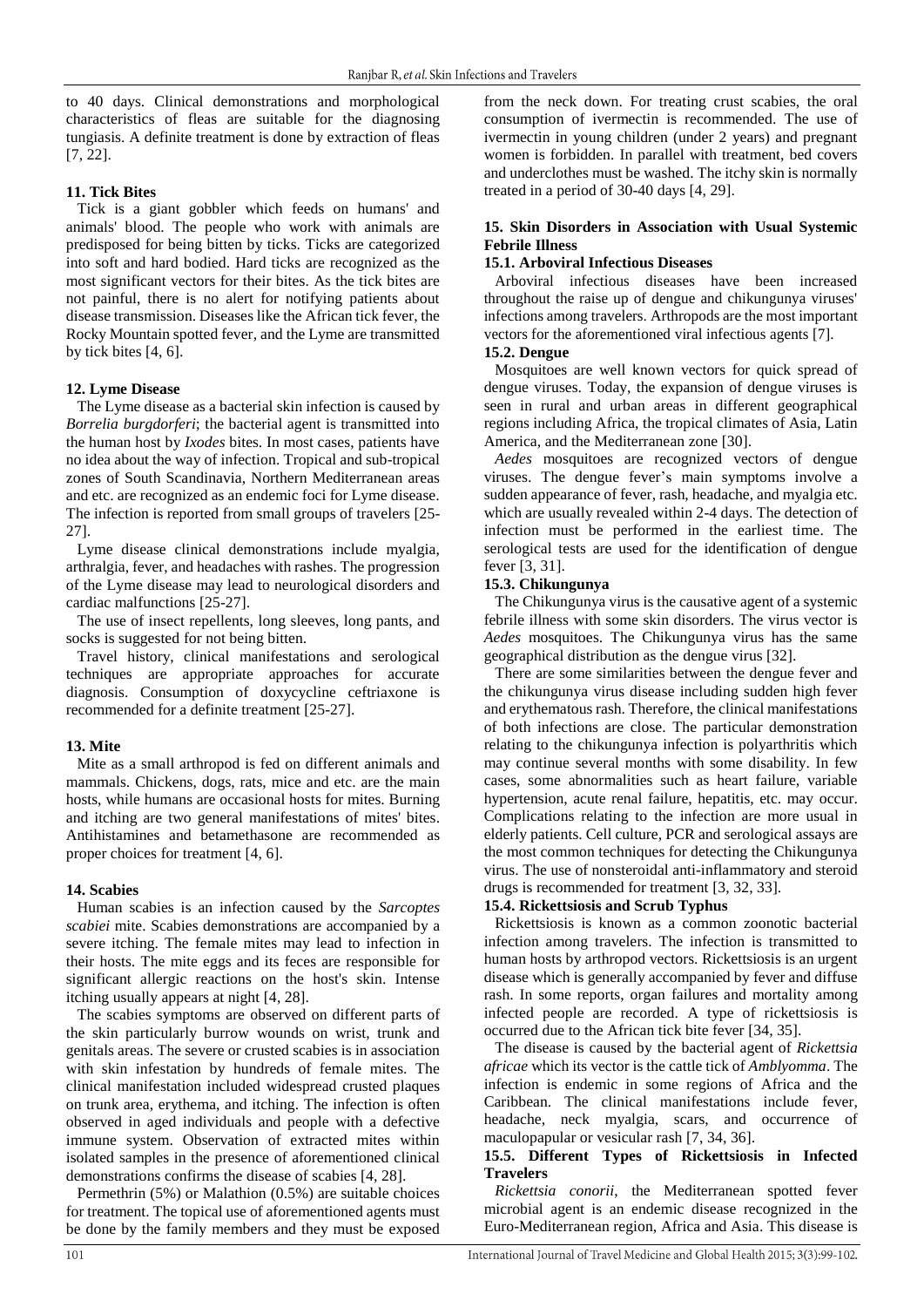to 40 days. Clinical demonstrations and morphological characteristics of fleas are suitable for the diagnosing tungiasis. A definite treatment is done by extraction of fleas [7, 22].

### 11. Tick Bites

Tick is a giant gobbler which feeds on humans' and animals' blood. The people who work with animals are predisposed for being bitten by ticks. Ticks are categorized into soft and hard bodied. Hard ticks are recognized as the most significant vectors for their bites. As the tick bites are not painful, there is no alert for notifying patients about disease transmission. Diseases like the African tick fever, the Rocky Mountain spotted fever, and the Lyme are transmitted by tick bites [4, 6].

### 12. Lyme Disease

The Lyme disease as a bacterial skin infection is caused by *Borrelia burgdorferi*; the bacterial agent is transmitted into the human host by *Ixodes* bites. In most cases, patients have no idea about the way of infection. Tropical and sub-tropical zones of South Scandinavia, Northern Mediterranean areas and etc. are recognized as an endemic foci for Lyme disease. The infection is reported from small groups of travelers [25-27].

Lyme disease clinical demonstrations include myalgia, arthralgia, fever, and headaches with rashes. The progression of the Lyme disease may lead to neurological disorders and cardiac malfunctions [25-27].

The use of insect repellents, long sleeves, long pants, and socks is suggested for not being bitten.

Travel history, clinical manifestations and serological techniques are appropriate approaches for accurate diagnosis. Consumption of doxycycline ceftriaxone is recommended for a definite treatment [25-27].

### 13. Mite

Mite as a small arthropod is fed on different animals and mammals. Chickens, dogs, rats, mice and etc. are the main hosts, while humans are occasional hosts for mites. Burning and itching are two general manifestations of mites' bites. Antihistamines and betamethasone are recommended as proper choices for treatment [4, 6].

### 14. Scabies

Human scabies is an infection caused by the *Sarcoptes scabiei* mite. Scabies demonstrations are accompanied by a severe itching. The female mites may lead to infection in their hosts. The mite eggs and its feces are responsible for significant allergic reactions on the host's skin. Intense itching usually appears at night [4, 28].

The scabies symptoms are observed on different parts of the skin particularly burrow wounds on wrist, trunk and genitals areas. The severe or crusted scabies is in association with skin infestation by hundreds of female mites. The clinical manifestation included widespread crusted plaques on trunk area, erythema, and itching. The infection is often observed in aged individuals and people with a defective immune system. Observation of extracted mites within isolated samples in the presence of aforementioned clinical demonstrations confirms the disease of scabies [4, 28].

Permethrin (5%) or Malathion (0.5%) are suitable choices for treatment. The topical use of aforementioned agents must be done by the family members and they must be exposed from the neck down. For treating crust scabies, the oral consumption of ivermectin is recommended. The use of ivermectin in young children (under 2 years) and pregnant women is forbidden. In parallel with treatment, bed covers and underclothes must be washed. The itchy skin is normally treated in a period of 30-40 days [4, 29].

### 15. Skin Disorders in Association with Usual Systemic Febrile Illness

#### 15.1. Arboviral Infectious Diseases

Arboviral infectious diseases have been increased throughout the raise up of dengue and chikungunya viruses' infections among travelers. Arthropods are the most important vectors for the aforementioned viral infectious agents [7].

#### 15.2. Dengue

Mosquitoes are well known vectors for quick spread of dengue viruses. Today, the expansion of dengue viruses is seen in rural and urban areas in different geographical regions including Africa, the tropical climates of Asia, Latin America, and the Mediterranean zone [30].

*Aedes* mosquitoes are recognized vectors of dengue viruses. The dengue fever's main symptoms involve a sudden appearance of fever, rash, headache, and myalgia etc. which are usually revealed within 2-4 days. The detection of infection must be performed in the earliest time. The serological tests are used for the identification of dengue fever [3, 31].

#### 15.3. Chikungunya

The Chikungunya virus is the causative agent of a systemic febrile illness with some skin disorders. The virus vector is *Aedes* mosquitoes. The Chikungunya virus has the same geographical distribution as the dengue virus [32].

There are some similarities between the dengue fever and the chikungunya virus disease including sudden high fever and erythematous rash. Therefore, the clinical manifestations of both infections are close. The particular demonstration relating to the chikungunya infection is polyarthritis which may continue several months with some disability. In few cases, some abnormalities such as heart failure, variable hypertension, acute renal failure, hepatitis, etc. may occur. Complications relating to the infection are more usual in elderly patients. Cell culture, PCR and serological assays are the most common techniques for detecting the Chikungunya virus. The use of nonsteroidal anti-inflammatory and steroid drugs is recommended for treatment [3, 32, 33].

#### 15.4. Rickettsiosis and Scrub Typhus

Rickettsiosis is known as a common zoonotic bacterial infection among travelers. The infection is transmitted to human hosts by arthropod vectors. Rickettsiosis is an urgent disease which is generally accompanied by fever and diffuse rash. In some reports, organ failures and mortality among infected people are recorded. A type of rickettsiosis is occurred due to the African tick bite fever [34, 35].

The disease is caused by the bacterial agent of *Rickettsia africae* which its vector is the cattle tick of *Amblyomma*. The infection is endemic in some regions of Africa and the Caribbean. The clinical manifestations include fever, headache, neck myalgia, scars, and occurrence of maculopapular or vesicular rash [7, 34, 36].

#### 15.5. Different Types of Rickettsiosis in Infected Travelers

*Rickettsia conorii*, the Mediterranean spotted fever microbial agent is an endemic disease recognized in the Euro-Mediterranean region, Africa and Asia. This disease is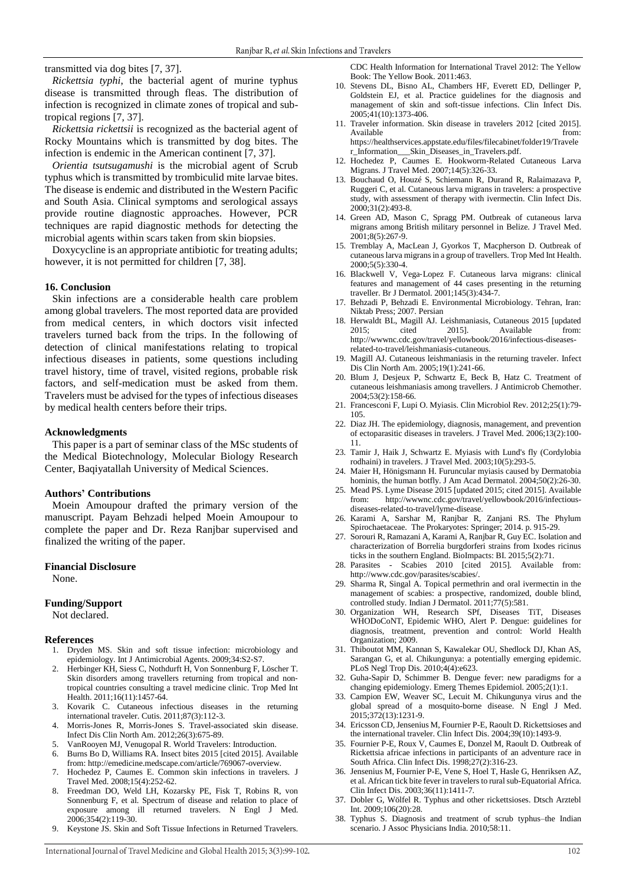transmitted via dog bites [7, 37].

*Rickettsia typhi*, the bacterial agent of murine typhus disease is transmitted through fleas. The distribution of infection is recognized in climate zones of tropical and sub-tropical regions [7, 37].

*Rickettsia rickettsii* is recognized as the bacterial agent of Rocky Mountains which is transmitted by dog bites. The infection is endemic in the American continent [7, 37].

*Orientia tsutsugamushi* is the microbial agent of Scrub typhus which is transmitted by trombiculid mite larvae bites. The disease is endemic and distributed in the Western Pacific and South Asia. Clinical symptoms and serological assays provide routine diagnostic approaches. However, PCR techniques are rapid diagnostic methods for detecting the microbial agents within scars taken from skin biopsies.

Doxycycline is an appropriate antibiotic for treating adults; however, it is not permitted for children [7, 38].

#### 16. Conclusion

Skin infections are a considerable health care problem among global travelers. The most reported data are provided from medical centers, in which doctors visit infected travelers turned back from the trips. In the following of detection of clinical manifestations relating to tropical infectious diseases in patients, some questions including travel history, time of travel, visited regions, probable risk factors, and self-medication must be asked from them. Travelers must be advised for the types of infectious diseases by medical health centers before their trips.

#### Acknowledgments

This paper is a part of seminar class of the MSc students of the Medical Biotechnology, Molecular Biology Research Center, Baqiyatallah University of Medical Sciences.

#### Authors' Contributions

Moein Amoupour drafted the primary version of the manuscript. Payam Behzadi helped Moein Amoupour to complete the paper and Dr. Reza Ranjbar supervised and finalized the writing of the paper.

#### Financial Disclosure

None.

#### Funding/Support

Not declared.

#### References

1. Dryden MS. Skin and soft tissue infection: microbiology and epidemiology. Int J Antimicrobial Agents. 2009;34:S2-S7.
2. Herbinger KH, Siess C, Nothdurft H, Von Sonnenburg F, Löscher T. Skin disorders among travellers returning from tropical and non-tropical countries consulting a travel medicine clinic. Trop Med Int Health. 2011;16(11):1457-64.
3. Kovarik C. Cutaneous infectious diseases in the returning international traveler. Cutis. 2011;87(3):112-3.
4. Morris-Jones R, Morris-Jones S. Travel-associated skin disease. Infect Dis Clin North Am. 2012;26(3):675-89.
5. VanRooyen MJ, Venugopal R. World Travelers: Introduction.
6. Burns Bo D, Williams RA. Insect bites 2015 [cited 2015]. Available from: http://emedicine.medscape.com/article/769067-overview.
7. Hochedez P, Caumes E. Common skin infections in travelers. J Travel Med. 2008;15(4):252-62.
8. Freedman DO, Weld LH, Kozarsky PE, Fisk T, Robins R, von Sonnenburg F, et al. Spectrum of disease and relation to place of exposure among ill returned travelers. N Engl J Med. 2006;354(2):119-30.
9. Keystone JS. Skin and Soft Tissue Infections in Returned Travelers. CDC Health Information for International Travel 2012: The Yellow Book: The Yellow Book. 2011:463.
10. Stevens DL, Bisno AL, Chambers HF, Everett ED, Dellinger P, Goldstein EJ, et al. Practice guidelines for the diagnosis and management of skin and soft-tissue infections. Clin Infect Dis. 2005;41(10):1373-406.
11. Traveler information. Skin disease in travelers 2012 [cited 2015]. Available from: https://healthservices.appstate.edu/files/filecabinet/folder19/Traveler_Information___Skin_Diseases_in_Travelers.pdf.
12. Hochedez P, Caumes E. Hookworm-Related Cutaneous Larva Migrans. J Travel Med. 2007;14(5):326-33.
13. Bouchaud O, Houzé S, Schiemann R, Durand R, Ralaimazava P, Ruggeri C, et al. Cutaneous larva migrans in travelers: a prospective study, with assessment of therapy with ivermectin. Clin Infect Dis. 2000;31(2):493-8.
14. Green AD, Mason C, Spragg PM. Outbreak of cutaneous larva migrans among British military personnel in Belize. J Travel Med. 2001;8(5):267-9.
15. Tremblay A, MacLean J, Gyorkos T, Macpherson D. Outbreak of cutaneous larva migrans in a group of travellers. Trop Med Int Health. 2000;5(5):330-4.
16. Blackwell V, Vega-Lopez F. Cutaneous larva migrans: clinical features and management of 44 cases presenting in the returning traveller. Br J Dermatol. 2001;145(3):434-7.
17. Behzadi P, Behzadi E. Environmental Microbiology. Tehran, Iran: Niktab Press; 2007. Persian
18. Herwaldt BL, Magill AJ. Leishmaniasis, Cutaneous 2015 [updated 2015; cited 2015]. Available from: http://wwwnc.cdc.gov/travel/yellowbook/2016/infectious-diseases-related-to-travel/leishmaniasis-cutaneous.
19. Magill AJ. Cutaneous leishmaniasis in the returning traveler. Infect Dis Clin North Am. 2005;19(1):241-66.
20. Blum J, Desjeux P, Schwartz E, Beck B, Hatz C. Treatment of cutaneous leishmaniasis among travellers. J Antimicrob Chemother. 2004;53(2):158-66.
21. Francesconi F, Lupi O. Myiasis. Clin Microbiol Rev. 2012;25(1):79-105.
22. Diaz JH. The epidemiology, diagnosis, management, and prevention of ectoparasitic diseases in travelers. J Travel Med. 2006;13(2):100-11.
23. Tamir J, Haik J, Schwartz E. Myiasis with Lund's fly (Cordylobia rodhaini) in travelers. J Travel Med. 2003;10(5):293-5.
24. Maier H, Hönigsmann H. Furuncular myiasis caused by Dermatobia hominis, the human botfly. J Am Acad Dermatol. 2004;50(2):26-30.
25. Mead PS. Lyme Disease 2015 [updated 2015; cited 2015]. Available from: http://wwwnc.cdc.gov/travel/yellowbook/2016/infectious-diseases-related-to-travel/lyme-disease.
26. Karami A, Sarshar M, Ranjbar R, Zanjani RS. The Phylum Spirochaetaceae. The Prokaryotes: Springer; 2014. p. 915-29.
27. Sorouri R, Ramazani A, Karami A, Ranjbar R, Guy EC. Isolation and characterization of Borrelia burgdorferi strains from Ixodes ricinus ticks in the southern England. BioImpacts: BI. 2015;5(2):71.
28. Parasites - Scabies 2010 [cited 2015]. Available from: http://www.cdc.gov/parasites/scabies/.
29. Sharma R, Singal A. Topical permethrin and oral ivermectin in the management of scabies: a prospective, randomized, double blind, controlled study. Indian J Dermatol. 2011;77(5):581.
30. Organization WH, Research SPf, Diseases TiT, Diseases WHODoCoNT, Epidemic WHO, Alert P. Dengue: guidelines for diagnosis, treatment, prevention and control: World Health Organization; 2009.
31. Thiboutot MM, Kannan S, Kawalekar OU, Shedlock DJ, Khan AS, Sarangan G, et al. Chikungunya: a potentially emerging epidemic. PLoS Negl Trop Dis. 2010;4(4):e623.
32. Guha-Sapir D, Schimmer B. Dengue fever: new paradigms for a changing epidemiology. Emerg Themes Epidemiol. 2005;2(1):1.
33. Campion EW, Weaver SC, Lecuit M. Chikungunya virus and the global spread of a mosquito-borne disease. N Engl J Med. 2015;372(13):1231-9.
34. Ericsson CD, Jensenius M, Fournier P-E, Raoult D. Rickettsioses and the international traveler. Clin Infect Dis. 2004;39(10):1493-9.
35. Fournier P-E, Roux V, Caumes E, Donzel M, Raoult D. Outbreak of Rickettsia africae infections in participants of an adventure race in South Africa. Clin Infect Dis. 1998;27(2):316-23.
36. Jensenius M, Fournier P-E, Vene S, Hoel T, Hasle G, Henriksen AZ, et al. African tick bite fever in travelers to rural sub-Equatorial Africa. Clin Infect Dis. 2003;36(11):1411-7.
37. Dobler G, Wölfel R. Typhus and other rickettsioses. Dtsch Arztebl Int. 2009;106(20):28.
38. Typhus S. Diagnosis and treatment of scrub typhus–the Indian scenario. J Assoc Physicians India. 2010;58:11.